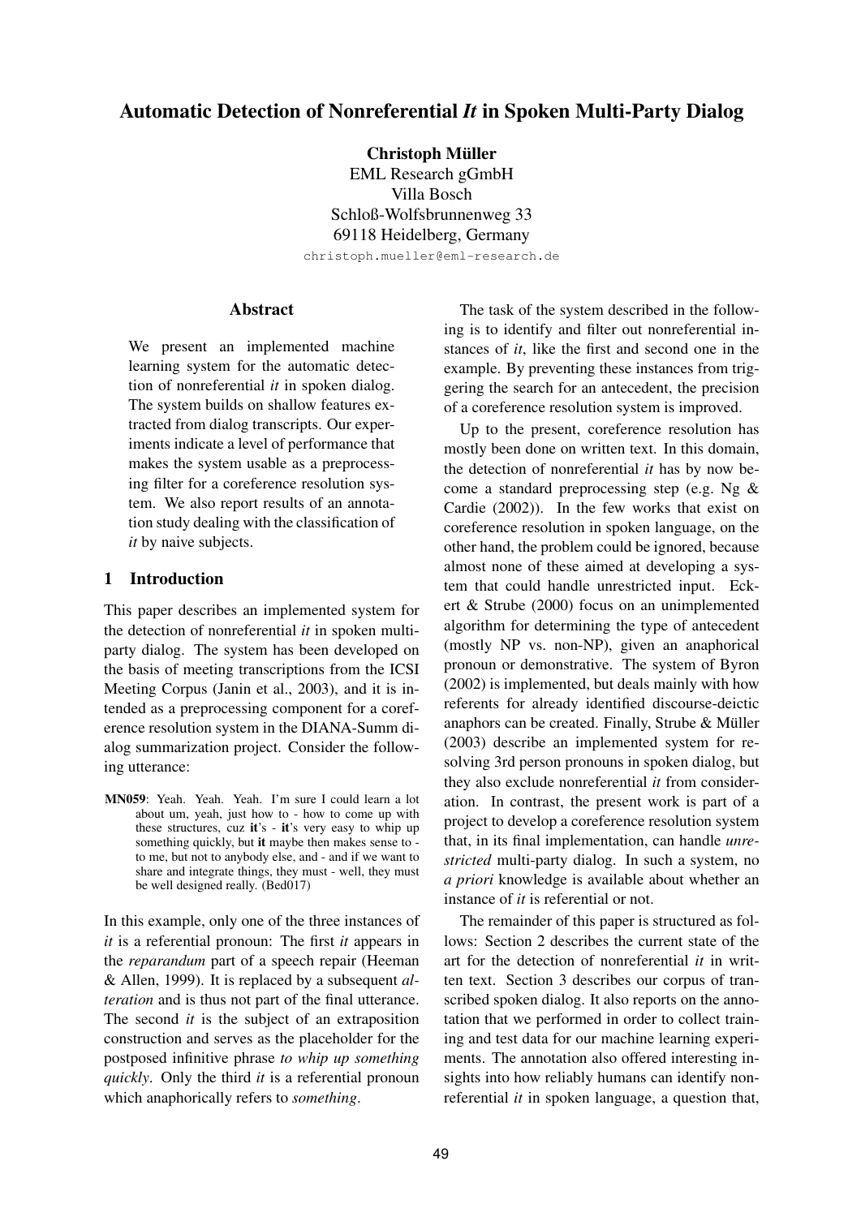# Automatic Detection of Nonreferential *It* in Spoken Multi-Party Dialog

**Christoph Müller**
EML Research gGmbH
Villa Bosch
Schloß-Wolfsbrunnenweg 33
69118 Heidelberg, Germany
christoph.mueller@eml-research.de

## Abstract

We present an implemented machine learning system for the automatic detection of nonreferential *it* in spoken dialog. The system builds on shallow features extracted from dialog transcripts. Our experiments indicate a level of performance that makes the system usable as a preprocessing filter for a coreference resolution system. We also report results of an annotation study dealing with the classification of *it* by naive subjects.

## 1 Introduction

This paper describes an implemented system for the detection of nonreferential *it* in spoken multi-party dialog. The system has been developed on the basis of meeting transcriptions from the ICSI Meeting Corpus (Janin et al., 2003), and it is intended as a preprocessing component for a coreference resolution system in the DIANA-Summ dialog summarization project. Consider the following utterance:

> **MN059**: Yeah. Yeah. Yeah. I'm sure I could learn a lot about um, yeah, just how to - how to come up with these structures, cuz **it**'s - **it**'s very easy to whip up something quickly, but **it** maybe then makes sense to - to me, but not to anybody else, and - and if we want to share and integrate things, they must - well, they must be well designed really. (Bed017)

In this example, only one of the three instances of *it* is a referential pronoun: The first *it* appears in the *reparandum* part of a speech repair (Heeman & Allen, 1999). It is replaced by a subsequent *alteration* and is thus not part of the final utterance. The second *it* is the subject of an extraposition construction and serves as the placeholder for the postposed infinitive phrase *to whip up something quickly*. Only the third *it* is a referential pronoun which anaphorically refers to *something*.

The task of the system described in the following is to identify and filter out nonreferential instances of *it*, like the first and second one in the example. By preventing these instances from triggering the search for an antecedent, the precision of a coreference resolution system is improved.

Up to the present, coreference resolution has mostly been done on written text. In this domain, the detection of nonreferential *it* has by now become a standard preprocessing step (e.g. Ng & Cardie (2002)). In the few works that exist on coreference resolution in spoken language, on the other hand, the problem could be ignored, because almost none of these aimed at developing a system that could handle unrestricted input. Eckert & Strube (2000) focus on an unimplemented algorithm for determining the type of antecedent (mostly NP vs. non-NP), given an anaphorical pronoun or demonstrative. The system of Byron (2002) is implemented, but deals mainly with how referents for already identified discourse-deictic anaphors can be created. Finally, Strube & Müller (2003) describe an implemented system for resolving 3rd person pronouns in spoken dialog, but they also exclude nonreferential *it* from consideration. In contrast, the present work is part of a project to develop a coreference resolution system that, in its final implementation, can handle *unrestricted* multi-party dialog. In such a system, no *a priori* knowledge is available about whether an instance of *it* is referential or not.

The remainder of this paper is structured as follows: Section 2 describes the current state of the art for the detection of nonreferential *it* in written text. Section 3 describes our corpus of transcribed spoken dialog. It also reports on the annotation that we performed in order to collect training and test data for our machine learning experiments. The annotation also offered interesting insights into how reliably humans can identify nonreferential *it* in spoken language, a question that,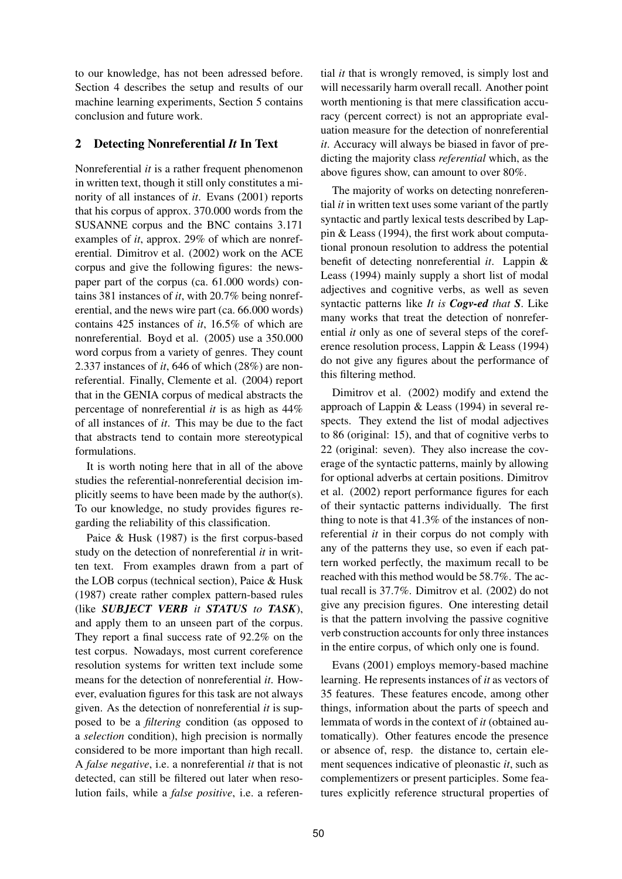to our knowledge, has not been adressed before. Section 4 describes the setup and results of our machine learning experiments, Section 5 contains conclusion and future work.

## 2 Detecting Nonreferential *It* In Text

Nonreferential *it* is a rather frequent phenomenon in written text, though it still only constitutes a minority of all instances of *it*. Evans (2001) reports that his corpus of approx. 370.000 words from the SUSANNE corpus and the BNC contains 3.171 examples of *it*, approx. 29% of which are nonreferential. Dimitrov et al. (2002) work on the ACE corpus and give the following figures: the newspaper part of the corpus (ca. 61.000 words) contains 381 instances of *it*, with 20.7% being nonreferential, and the news wire part (ca. 66.000 words) contains 425 instances of *it*, 16.5% of which are nonreferential. Boyd et al. (2005) use a 350.000 word corpus from a variety of genres. They count 2.337 instances of *it*, 646 of which (28%) are nonreferential. Finally, Clemente et al. (2004) report that in the GENIA corpus of medical abstracts the percentage of nonreferential *it* is as high as 44% of all instances of *it*. This may be due to the fact that abstracts tend to contain more stereotypical formulations.

It is worth noting here that in all of the above studies the referential-nonreferential decision implicitly seems to have been made by the author(s). To our knowledge, no study provides figures regarding the reliability of this classification.

Paice & Husk (1987) is the first corpus-based study on the detection of nonreferential *it* in written text. From examples drawn from a part of the LOB corpus (technical section), Paice & Husk (1987) create rather complex pattern-based rules (like ***SUBJECT VERB*** *it* ***STATUS*** *to* ***TASK***), and apply them to an unseen part of the corpus. They report a final success rate of 92.2% on the test corpus. Nowadays, most current coreference resolution systems for written text include some means for the detection of nonreferential *it*. However, evaluation figures for this task are not always given. As the detection of nonreferential *it* is supposed to be a *filtering* condition (as opposed to a *selection* condition), high precision is normally considered to be more important than high recall. A *false negative*, i.e. a nonreferential *it* that is not detected, can still be filtered out later when resolution fails, while a *false positive*, i.e. a referential *it* that is wrongly removed, is simply lost and will necessarily harm overall recall. Another point worth mentioning is that mere classification accuracy (percent correct) is not an appropriate evaluation measure for the detection of nonreferential *it*. Accuracy will always be biased in favor of predicting the majority class *referential* which, as the above figures show, can amount to over 80%.

The majority of works on detecting nonreferential *it* in written text uses some variant of the partly syntactic and partly lexical tests described by Lappin & Leass (1994), the first work about computational pronoun resolution to address the potential benefit of detecting nonreferential *it*. Lappin & Leass (1994) mainly supply a short list of modal adjectives and cognitive verbs, as well as seven syntactic patterns like *It is* ***Cogv-ed*** *that* ***S***. Like many works that treat the detection of nonreferential *it* only as one of several steps of the coreference resolution process, Lappin & Leass (1994) do not give any figures about the performance of this filtering method.

Dimitrov et al. (2002) modify and extend the approach of Lappin & Leass (1994) in several respects. They extend the list of modal adjectives to 86 (original: 15), and that of cognitive verbs to 22 (original: seven). They also increase the coverage of the syntactic patterns, mainly by allowing for optional adverbs at certain positions. Dimitrov et al. (2002) report performance figures for each of their syntactic patterns individually. The first thing to note is that 41.3% of the instances of nonreferential *it* in their corpus do not comply with any of the patterns they use, so even if each pattern worked perfectly, the maximum recall to be reached with this method would be 58.7%. The actual recall is 37.7%. Dimitrov et al. (2002) do not give any precision figures. One interesting detail is that the pattern involving the passive cognitive verb construction accounts for only three instances in the entire corpus, of which only one is found.

Evans (2001) employs memory-based machine learning. He represents instances of *it* as vectors of 35 features. These features encode, among other things, information about the parts of speech and lemmata of words in the context of *it* (obtained automatically). Other features encode the presence or absence of, resp. the distance to, certain element sequences indicative of pleonastic *it*, such as complementizers or present participles. Some features explicitly reference structural properties of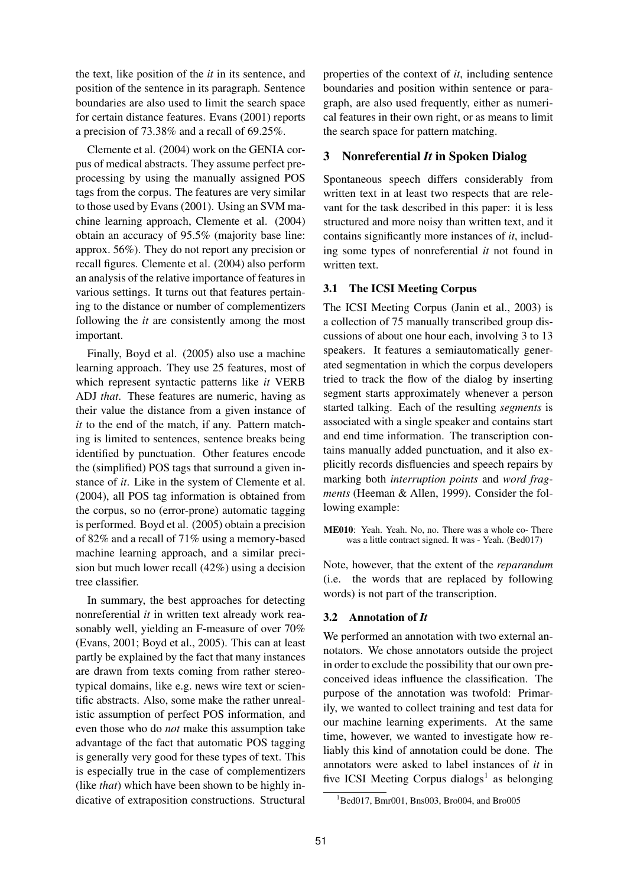the text, like position of the *it* in its sentence, and position of the sentence in its paragraph. Sentence boundaries are also used to limit the search space for certain distance features. Evans (2001) reports a precision of 73.38% and a recall of 69.25%.

Clemente et al. (2004) work on the GENIA corpus of medical abstracts. They assume perfect preprocessing by using the manually assigned POS tags from the corpus. The features are very similar to those used by Evans (2001). Using an SVM machine learning approach, Clemente et al. (2004) obtain an accuracy of 95.5% (majority base line: approx. 56%). They do not report any precision or recall figures. Clemente et al. (2004) also perform an analysis of the relative importance of features in various settings. It turns out that features pertaining to the distance or number of complementizers following the *it* are consistently among the most important.

Finally, Boyd et al. (2005) also use a machine learning approach. They use 25 features, most of which represent syntactic patterns like *it* VERB ADJ *that*. These features are numeric, having as their value the distance from a given instance of *it* to the end of the match, if any. Pattern matching is limited to sentences, sentence breaks being identified by punctuation. Other features encode the (simplified) POS tags that surround a given instance of *it*. Like in the system of Clemente et al. (2004), all POS tag information is obtained from the corpus, so no (error-prone) automatic tagging is performed. Boyd et al. (2005) obtain a precision of 82% and a recall of 71% using a memory-based machine learning approach, and a similar precision but much lower recall (42%) using a decision tree classifier.

In summary, the best approaches for detecting nonreferential *it* in written text already work reasonably well, yielding an F-measure of over 70% (Evans, 2001; Boyd et al., 2005). This can at least partly be explained by the fact that many instances are drawn from texts coming from rather stereotypical domains, like e.g. news wire text or scientific abstracts. Also, some make the rather unrealistic assumption of perfect POS information, and even those who do *not* make this assumption take advantage of the fact that automatic POS tagging is generally very good for these types of text. This is especially true in the case of complementizers (like *that*) which have been shown to be highly indicative of extraposition constructions. Structural properties of the context of *it*, including sentence boundaries and position within sentence or paragraph, are also used frequently, either as numerical features in their own right, or as means to limit the search space for pattern matching.

## 3 Nonreferential *It* in Spoken Dialog

Spontaneous speech differs considerably from written text in at least two respects that are relevant for the task described in this paper: it is less structured and more noisy than written text, and it contains significantly more instances of *it*, including some types of nonreferential *it* not found in written text.

### 3.1 The ICSI Meeting Corpus

The ICSI Meeting Corpus (Janin et al., 2003) is a collection of 75 manually transcribed group discussions of about one hour each, involving 3 to 13 speakers. It features a semiautomatically generated segmentation in which the corpus developers tried to track the flow of the dialog by inserting segment starts approximately whenever a person started talking. Each of the resulting *segments* is associated with a single speaker and contains start and end time information. The transcription contains manually added punctuation, and it also explicitly records disfluencies and speech repairs by marking both *interruption points* and *word fragments* (Heeman & Allen, 1999). Consider the following example:

**ME010**: Yeah. Yeah. No, no. There was a whole co- There was a little contract signed. It was - Yeah. (Bed017)

Note, however, that the extent of the *reparandum* (i.e. the words that are replaced by following words) is not part of the transcription.

### 3.2 Annotation of *It*

We performed an annotation with two external annotators. We chose annotators outside the project in order to exclude the possibility that our own preconceived ideas influence the classification. The purpose of the annotation was twofold: Primarily, we wanted to collect training and test data for our machine learning experiments. At the same time, however, we wanted to investigate how reliably this kind of annotation could be done. The annotators were asked to label instances of *it* in five ICSI Meeting Corpus dialogs[1] as belonging

[1] Bed017, Bmr001, Bns003, Bro004, and Bro005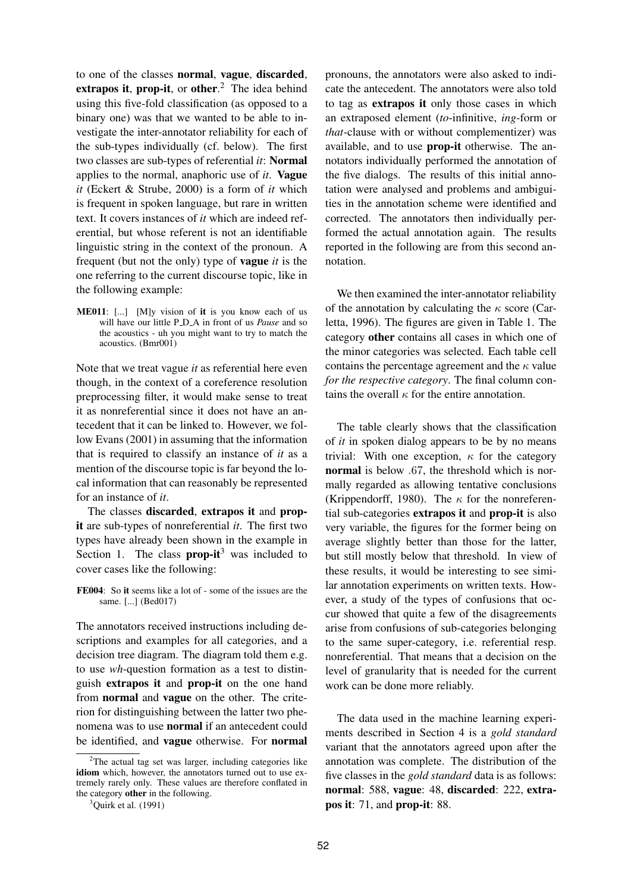to one of the classes **normal**, **vague**, **discarded**, **extrapos it**, **prop-it**, or **other**.[2] The idea behind using this five-fold classification (as opposed to a binary one) was that we wanted to be able to investigate the inter-annotator reliability for each of the sub-types individually (cf. below). The first two classes are sub-types of referential *it*: **Normal** applies to the normal, anaphoric use of *it*. **Vague** *it* (Eckert & Strube, 2000) is a form of *it* which is frequent in spoken language, but rare in written text. It covers instances of *it* which are indeed referential, but whose referent is not an identifiable linguistic string in the context of the pronoun. A frequent (but not the only) type of **vague** *it* is the one referring to the current discourse topic, like in the following example:

**ME011**: [...] [M]y vision of **it** is you know each of us will have our little P_D_A in front of us *Pause* and so the acoustics - uh you might want to try to match the acoustics. (Bmr001)

Note that we treat vague *it* as referential here even though, in the context of a coreference resolution preprocessing filter, it would make sense to treat it as nonreferential since it does not have an antecedent that it can be linked to. However, we follow Evans (2001) in assuming that the information that is required to classify an instance of *it* as a mention of the discourse topic is far beyond the local information that can reasonably be represented for an instance of *it*.

The classes **discarded**, **extrapos it** and **prop-it** are sub-types of nonreferential *it*. The first two types have already been shown in the example in Section 1. The class **prop-it**[3] was included to cover cases like the following:

**FE004**: So **it** seems like a lot of - some of the issues are the same. [...] (Bed017)

The annotators received instructions including descriptions and examples for all categories, and a decision tree diagram. The diagram told them e.g. to use *wh*-question formation as a test to distinguish **extrapos it** and **prop-it** on the one hand from **normal** and **vague** on the other. The criterion for distinguishing between the latter two phenomena was to use **normal** if an antecedent could be identified, and **vague** otherwise. For **normal** pronouns, the annotators were also asked to indicate the antecedent. The annotators were also told to tag as **extrapos it** only those cases in which an extraposed element (*to*-infinitive, *ing*-form or *that*-clause with or without complementizer) was available, and to use **prop-it** otherwise. The annotators individually performed the annotation of the five dialogs. The results of this initial annotation were analysed and problems and ambiguities in the annotation scheme were identified and corrected. The annotators then individually performed the actual annotation again. The results reported in the following are from this second annotation.

We then examined the inter-annotator reliability of the annotation by calculating the $\kappa$ score (Carletta, 1996). The figures are given in Table 1. The category **other** contains all cases in which one of the minor categories was selected. Each table cell contains the percentage agreement and the $\kappa$ value *for the respective category*. The final column contains the overall $\kappa$ for the entire annotation.

The table clearly shows that the classification of *it* in spoken dialog appears to be by no means trivial: With one exception, $\kappa$ for the category **normal** is below .67, the threshold which is normally regarded as allowing tentative conclusions (Krippendorff, 1980). The $\kappa$ for the nonreferential sub-categories **extrapos it** and **prop-it** is also very variable, the figures for the former being on average slightly better than those for the latter, but still mostly below that threshold. In view of these results, it would be interesting to see similar annotation experiments on written texts. However, a study of the types of confusions that occur showed that quite a few of the disagreements arise from confusions of sub-categories belonging to the same super-category, i.e. referential resp. nonreferential. That means that a decision on the level of granularity that is needed for the current work can be done more reliably.

The data used in the machine learning experiments described in Section 4 is a *gold standard* variant that the annotators agreed upon after the annotation was complete. The distribution of the five classes in the *gold standard* data is as follows: **normal**: 588, **vague**: 48, **discarded**: 222, **extrapos it**: 71, and **prop-it**: 88.

[2] The actual tag set was larger, including categories like **idiom** which, however, the annotators turned out to use extremely rarely only. These values are therefore conflated in the category **other** in the following.

[3] Quirk et al. (1991)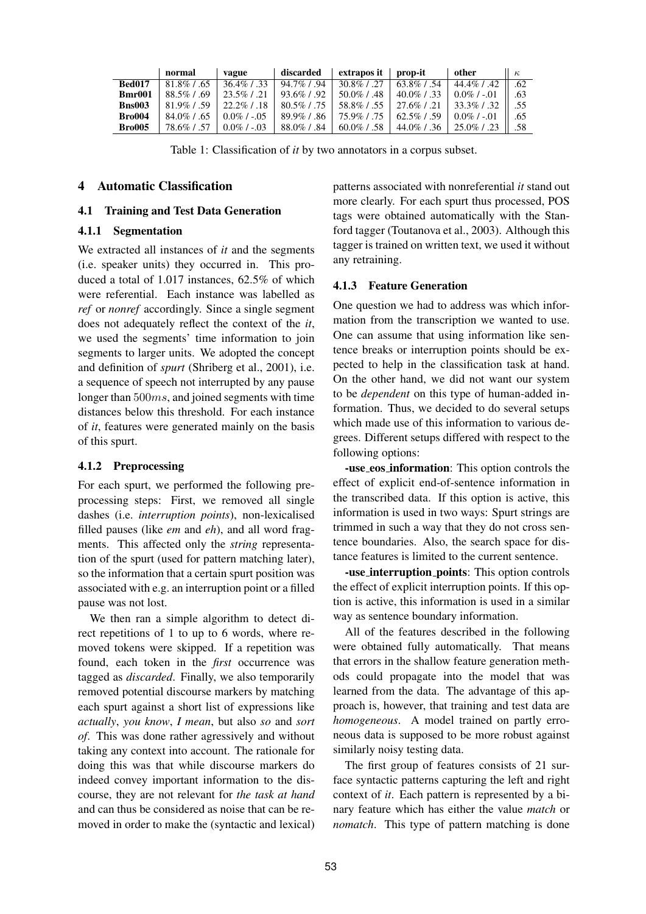| | normal | vague | discarded | extrapos it | prop-it | other | $\kappa$ |
|---|---|---|---|---|---|---|---|
| **Bed017** | 81.8% / .65 | 36.4% / .33 | 94.7% / .94 | 30.8% / .27 | 63.8% / .54 | 44.4% / .42 | .62 |
| **Bmr001** | 88.5% / .69 | 23.5% / .21 | 93.6% / .92 | 50.0% / .48 | 40.0% / .33 | 0.0% / -.01 | .63 |
| **Bns003** | 81.9% / .59 | 22.2% / .18 | 80.5% / .75 | 58.8% / .55 | 27.6% / .21 | 33.3% / .32 | .55 |
| **Bro004** | 84.0% / .65 | 0.0% / -.05 | 89.9% / .86 | 75.9% / .75 | 62.5% / .59 | 0.0% / -.01 | .65 |
| **Bro005** | 78.6% / .57 | 0.0% / -.03 | 88.0% / .84 | 60.0% / .58 | 44.0% / .36 | 25.0% / .23 | .58 |

Table 1: Classification of *it* by two annotators in a corpus subset.

## 4 Automatic Classification

### 4.1 Training and Test Data Generation

#### 4.1.1 Segmentation

We extracted all instances of *it* and the segments (i.e. speaker units) they occurred in. This produced a total of 1.017 instances, 62.5% of which were referential. Each instance was labelled as *ref* or *nonref* accordingly. Since a single segment does not adequately reflect the context of the *it*, we used the segments' time information to join segments to larger units. We adopted the concept and definition of *spurt* (Shriberg et al., 2001), i.e. a sequence of speech not interrupted by any pause longer than $500ms$, and joined segments with time distances below this threshold. For each instance of *it*, features were generated mainly on the basis of this spurt.

#### 4.1.2 Preprocessing

For each spurt, we performed the following preprocessing steps: First, we removed all single dashes (i.e. *interruption points*), non-lexicalised filled pauses (like *em* and *eh*), and all word fragments. This affected only the *string* representation of the spurt (used for pattern matching later), so the information that a certain spurt position was associated with e.g. an interruption point or a filled pause was not lost.

We then ran a simple algorithm to detect direct repetitions of 1 to up to 6 words, where removed tokens were skipped. If a repetition was found, each token in the *first* occurrence was tagged as *discarded*. Finally, we also temporarily removed potential discourse markers by matching each spurt against a short list of expressions like *actually*, *you know*, *I mean*, but also *so* and *sort of*. This was done rather agressively and without taking any context into account. The rationale for doing this was that while discourse markers do indeed convey important information to the discourse, they are not relevant for *the task at hand* and can thus be considered as noise that can be removed in order to make the (syntactic and lexical) patterns associated with nonreferential *it* stand out more clearly. For each spurt thus processed, POS tags were obtained automatically with the Stanford tagger (Toutanova et al., 2003). Although this tagger is trained on written text, we used it without any retraining.

#### 4.1.3 Feature Generation

One question we had to address was which information from the transcription we wanted to use. One can assume that using information like sentence breaks or interruption points should be expected to help in the classification task at hand. On the other hand, we did not want our system to be *dependent* on this type of human-added information. Thus, we decided to do several setups which made use of this information to various degrees. Different setups differed with respect to the following options:

**-use_eos_information**: This option controls the effect of explicit end-of-sentence information in the transcribed data. If this option is active, this information is used in two ways: Spurt strings are trimmed in such a way that they do not cross sentence boundaries. Also, the search space for distance features is limited to the current sentence.

**-use_interruption_points**: This option controls the effect of explicit interruption points. If this option is active, this information is used in a similar way as sentence boundary information.

All of the features described in the following were obtained fully automatically. That means that errors in the shallow feature generation methods could propagate into the model that was learned from the data. The advantage of this approach is, however, that training and test data are *homogeneous*. A model trained on partly erroneous data is supposed to be more robust against similarly noisy testing data.

The first group of features consists of 21 surface syntactic patterns capturing the left and right context of *it*. Each pattern is represented by a binary feature which has either the value *match* or *nomatch*. This type of pattern matching is done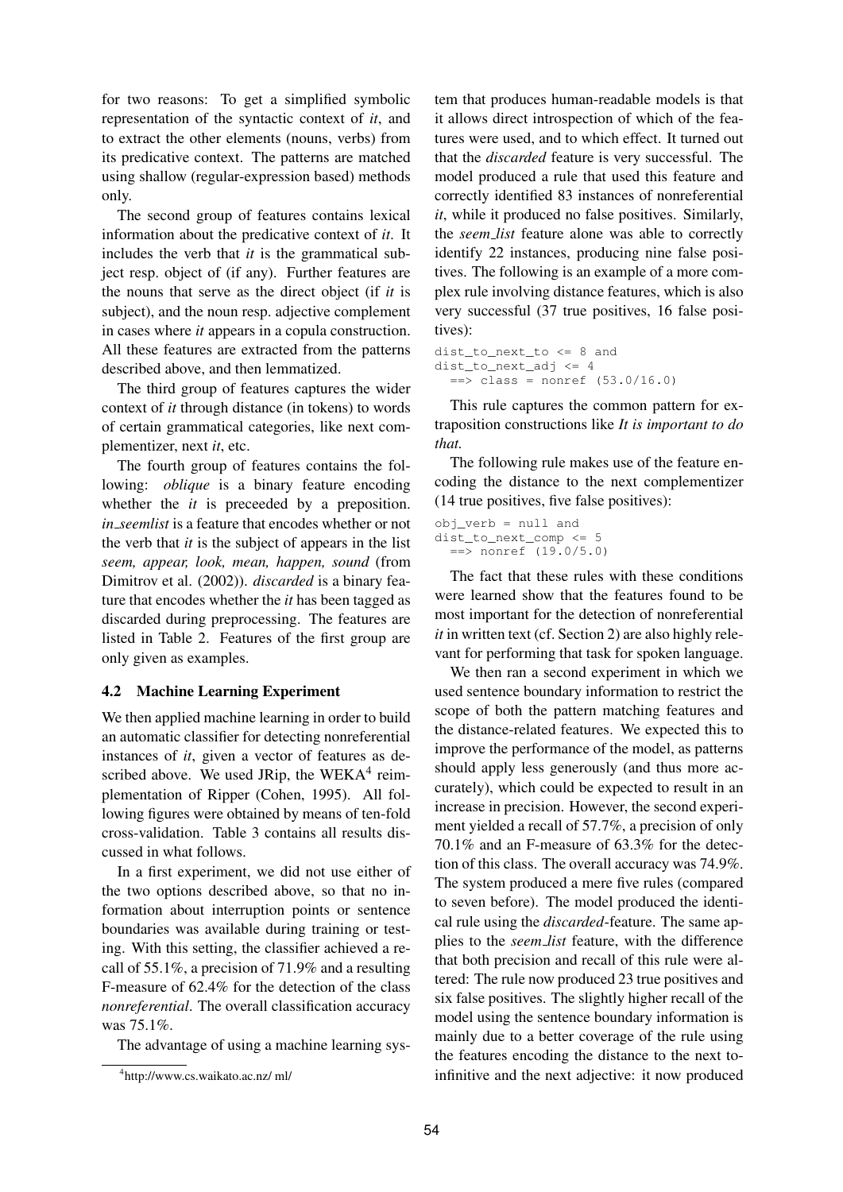for two reasons: To get a simplified symbolic representation of the syntactic context of *it*, and to extract the other elements (nouns, verbs) from its predicative context. The patterns are matched using shallow (regular-expression based) methods only.

The second group of features contains lexical information about the predicative context of *it*. It includes the verb that *it* is the grammatical subject resp. object of (if any). Further features are the nouns that serve as the direct object (if *it* is subject), and the noun resp. adjective complement in cases where *it* appears in a copula construction. All these features are extracted from the patterns described above, and then lemmatized.

The third group of features captures the wider context of *it* through distance (in tokens) to words of certain grammatical categories, like next complementizer, next *it*, etc.

The fourth group of features contains the following: *oblique* is a binary feature encoding whether the *it* is preceeded by a preposition. *in_seemlist* is a feature that encodes whether or not the verb that *it* is the subject of appears in the list *seem, appear, look, mean, happen, sound* (from Dimitrov et al. (2002)). *discarded* is a binary feature that encodes whether the *it* has been tagged as discarded during preprocessing. The features are listed in Table 2. Features of the first group are only given as examples.

### 4.2 Machine Learning Experiment

We then applied machine learning in order to build an automatic classifier for detecting nonreferential instances of *it*, given a vector of features as described above. We used JRip, the WEKA[4] reimplementation of Ripper (Cohen, 1995). All following figures were obtained by means of ten-fold cross-validation. Table 3 contains all results discussed in what follows.

In a first experiment, we did not use either of the two options described above, so that no information about interruption points or sentence boundaries was available during training or testing. With this setting, the classifier achieved a recall of 55.1%, a precision of 71.9% and a resulting F-measure of 62.4% for the detection of the class *nonreferential*. The overall classification accuracy was 75.1%.

The advantage of using a machine learning system that produces human-readable models is that it allows direct introspection of which of the features were used, and to which effect. It turned out that the *discarded* feature is very successful. The model produced a rule that used this feature and correctly identified 83 instances of nonreferential *it*, while it produced no false positives. Similarly, the *seem_list* feature alone was able to correctly identify 22 instances, producing nine false positives. The following is an example of a more complex rule involving distance features, which is also very successful (37 true positives, 16 false positives):

```
dist_to_next_to <= 8 and
dist_to_next_adj <= 4
  ==> class = nonref (53.0/16.0)
```

This rule captures the common pattern for extraposition constructions like *It is important to do that.*

The following rule makes use of the feature encoding the distance to the next complementizer (14 true positives, five false positives):

```
obj_verb = null and
dist_to_next_comp <= 5
  ==> nonref (19.0/5.0)
```

The fact that these rules with these conditions were learned show that the features found to be most important for the detection of nonreferential *it* in written text (cf. Section 2) are also highly relevant for performing that task for spoken language.

We then ran a second experiment in which we used sentence boundary information to restrict the scope of both the pattern matching features and the distance-related features. We expected this to improve the performance of the model, as patterns should apply less generously (and thus more accurately), which could be expected to result in an increase in precision. However, the second experiment yielded a recall of 57.7%, a precision of only 70.1% and an F-measure of 63.3% for the detection of this class. The overall accuracy was 74.9%. The system produced a mere five rules (compared to seven before). The model produced the identical rule using the *discarded*-feature. The same applies to the *seem_list* feature, with the difference that both precision and recall of this rule were altered: The rule now produced 23 true positives and six false positives. The slightly higher recall of the model using the sentence boundary information is mainly due to a better coverage of the rule using the features encoding the distance to the next to-infinitive and the next adjective: it now produced

[4] http://www.cs.waikato.ac.nz/ ml/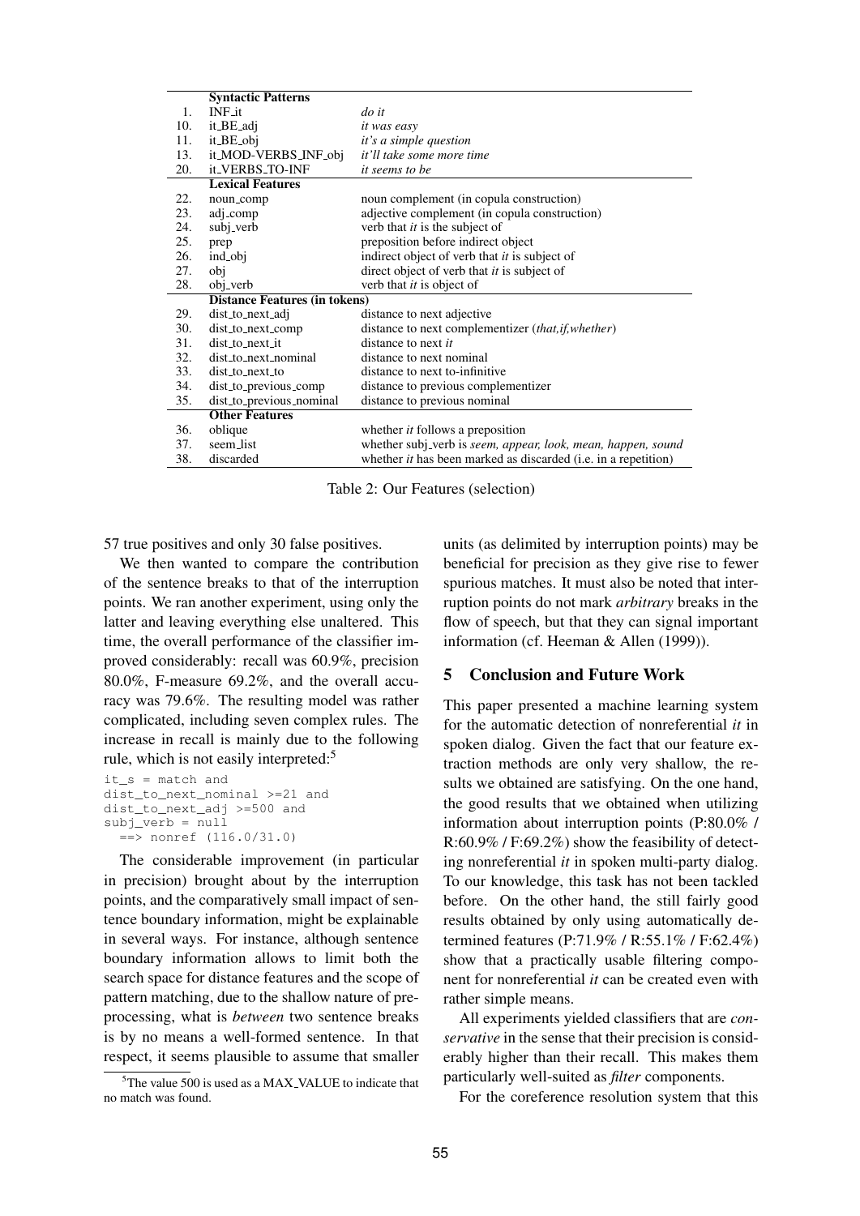| | Syntactic Patterns | |
|---|---|---|
| 1. | INF_it | *do it* |
| 10. | it_BE_adj | *it was easy* |
| 11. | it_BE_obj | *it's a simple question* |
| 13. | it_MOD-VERBS_INF_obj | *it'll take some more time* |
| 20. | it_VERBS_TO-INF | *it seems to be* |
| | **Lexical Features** | |
| 22. | noun_comp | noun complement (in copula construction) |
| 23. | adj_comp | adjective complement (in copula construction) |
| 24. | subj_verb | verb that *it* is the subject of |
| 25. | prep | preposition before indirect object |
| 26. | ind_obj | indirect object of verb that *it* is subject of |
| 27. | obj | direct object of verb that *it* is subject of |
| 28. | obj_verb | verb that *it* is object of |
| | **Distance Features (in tokens)** | |
| 29. | dist_to_next_adj | distance to next adjective |
| 30. | dist_to_next_comp | distance to next complementizer (*that,if,whether*) |
| 31. | dist_to_next_it | distance to next *it* |
| 32. | dist_to_next_nominal | distance to next nominal |
| 33. | dist_to_next_to | distance to next to-infinitive |
| 34. | dist_to_previous_comp | distance to previous complementizer |
| 35. | dist_to_previous_nominal | distance to previous nominal |
| | **Other Features** | |
| 36. | oblique | whether *it* follows a preposition |
| 37. | seem_list | whether subj_verb is *seem, appear, look, mean, happen, sound* |
| 38. | discarded | whether *it* has been marked as discarded (i.e. in a repetition) |

Table 2: Our Features (selection)

57 true positives and only 30 false positives.

We then wanted to compare the contribution of the sentence breaks to that of the interruption points. We ran another experiment, using only the latter and leaving everything else unaltered. This time, the overall performance of the classifier improved considerably: recall was 60.9%, precision 80.0%, F-measure 69.2%, and the overall accuracy was 79.6%. The resulting model was rather complicated, including seven complex rules. The increase in recall is mainly due to the following rule, which is not easily interpreted:[5]

```
it_s = match and
dist_to_next_nominal >=21 and
dist_to_next_adj >=500 and
subj_verb = null
  ==> nonref (116.0/31.0)
```

The considerable improvement (in particular in precision) brought about by the interruption points, and the comparatively small impact of sentence boundary information, might be explainable in several ways. For instance, although sentence boundary information allows to limit both the search space for distance features and the scope of pattern matching, due to the shallow nature of preprocessing, what is *between* two sentence breaks is by no means a well-formed sentence. In that respect, it seems plausible to assume that smaller units (as delimited by interruption points) may be beneficial for precision as they give rise to fewer spurious matches. It must also be noted that interruption points do not mark *arbitrary* breaks in the flow of speech, but that they can signal important information (cf. Heeman & Allen (1999)).

[5]The value 500 is used as a MAX_VALUE to indicate that no match was found.

## 5 Conclusion and Future Work

This paper presented a machine learning system for the automatic detection of nonreferential *it* in spoken dialog. Given the fact that our feature extraction methods are only very shallow, the results we obtained are satisfying. On the one hand, the good results that we obtained when utilizing information about interruption points (P:80.0% / R:60.9% / F:69.2%) show the feasibility of detecting nonreferential *it* in spoken multi-party dialog. To our knowledge, this task has not been tackled before. On the other hand, the still fairly good results obtained by only using automatically determined features (P:71.9% / R:55.1% / F:62.4%) show that a practically usable filtering component for nonreferential *it* can be created even with rather simple means.

All experiments yielded classifiers that are *conservative* in the sense that their precision is considerably higher than their recall. This makes them particularly well-suited as *filter* components.

For the coreference resolution system that this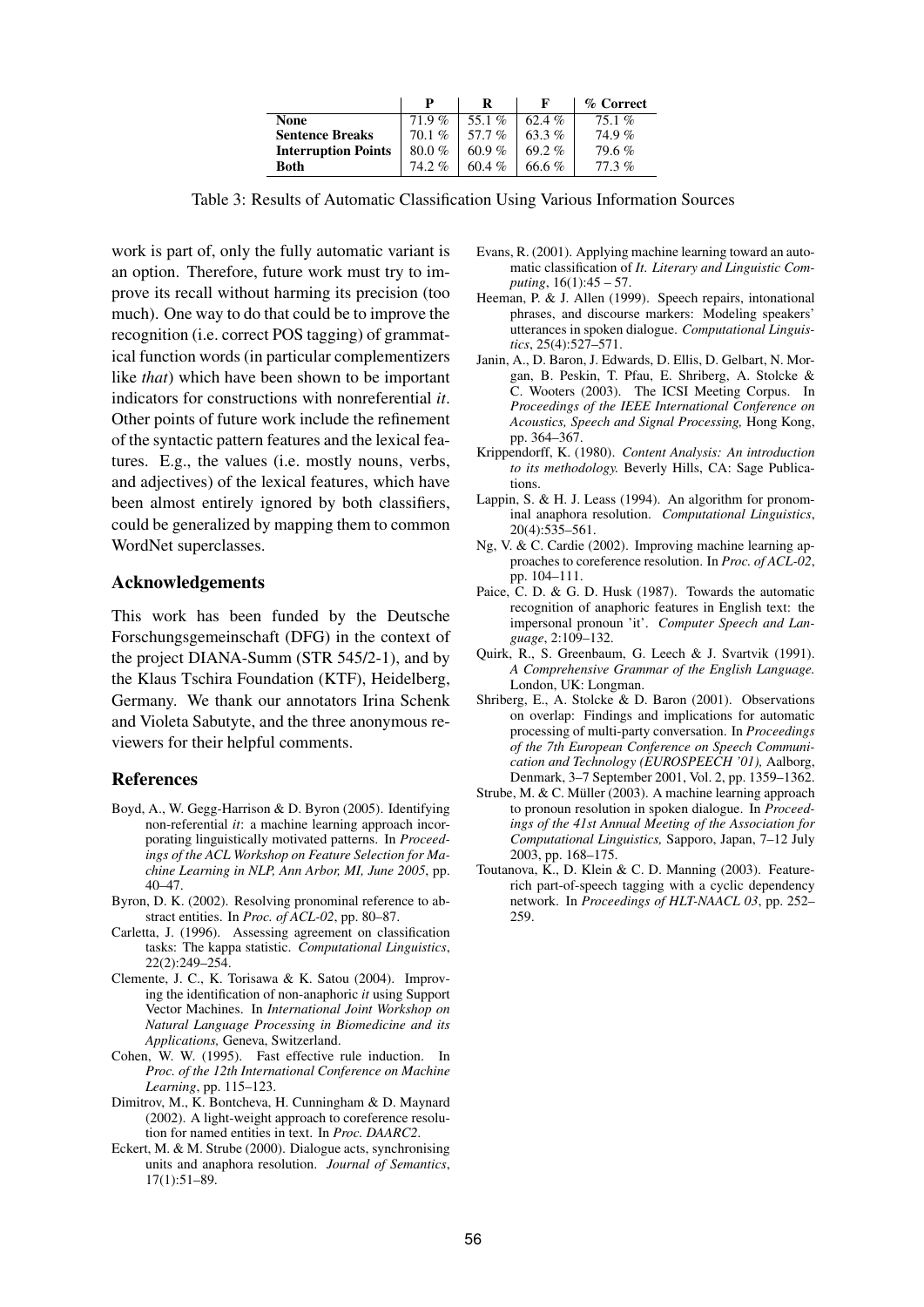| | P | R | F | % Correct |
|---|---|---|---|---|
| **None** | 71.9 % | 55.1 % | 62.4 % | 75.1 % |
| **Sentence Breaks** | 70.1 % | 57.7 % | 63.3 % | 74.9 % |
| **Interruption Points** | 80.0 % | 60.9 % | 69.2 % | 79.6 % |
| **Both** | 74.2 % | 60.4 % | 66.6 % | 77.3 % |

Table 3: Results of Automatic Classification Using Various Information Sources

work is part of, only the fully automatic variant is an option. Therefore, future work must try to improve its recall without harming its precision (too much). One way to do that could be to improve the recognition (i.e. correct POS tagging) of grammatical function words (in particular complementizers like *that*) which have been shown to be important indicators for constructions with nonreferential *it*. Other points of future work include the refinement of the syntactic pattern features and the lexical features. E.g., the values (i.e. mostly nouns, verbs, and adjectives) of the lexical features, which have been almost entirely ignored by both classifiers, could be generalized by mapping them to common WordNet superclasses.

## Acknowledgements

This work has been funded by the Deutsche Forschungsgemeinschaft (DFG) in the context of the project DIANA-Summ (STR 545/2-1), and by the Klaus Tschira Foundation (KTF), Heidelberg, Germany. We thank our annotators Irina Schenk and Violeta Sabutyte, and the three anonymous reviewers for their helpful comments.

## References

Boyd, A., W. Gegg-Harrison & D. Byron (2005). Identifying non-referential *it*: a machine learning approach incorporating linguistically motivated patterns. In *Proceedings of the ACL Workshop on Feature Selection for Machine Learning in NLP, Ann Arbor, MI, June 2005*, pp. 40–47.

Byron, D. K. (2002). Resolving pronominal reference to abstract entities. In *Proc. of ACL-02*, pp. 80–87.

Carletta, J. (1996). Assessing agreement on classification tasks: The kappa statistic. *Computational Linguistics*, 22(2):249–254.

Clemente, J. C., K. Torisawa & K. Satou (2004). Improving the identification of non-anaphoric *it* using Support Vector Machines. In *International Joint Workshop on Natural Language Processing in Biomedicine and its Applications,* Geneva, Switzerland.

Cohen, W. W. (1995). Fast effective rule induction. In *Proc. of the 12th International Conference on Machine Learning*, pp. 115–123.

Dimitrov, M., K. Bontcheva, H. Cunningham & D. Maynard (2002). A light-weight approach to coreference resolution for named entities in text. In *Proc. DAARC2*.

Eckert, M. & M. Strube (2000). Dialogue acts, synchronising units and anaphora resolution. *Journal of Semantics*, 17(1):51–89.

Evans, R. (2001). Applying machine learning toward an automatic classification of *It*. *Literary and Linguistic Computing*, 16(1):45 – 57.

Heeman, P. & J. Allen (1999). Speech repairs, intonational phrases, and discourse markers: Modeling speakers' utterances in spoken dialogue. *Computational Linguistics*, 25(4):527–571.

Janin, A., D. Baron, J. Edwards, D. Ellis, D. Gelbart, N. Morgan, B. Peskin, T. Pfau, E. Shriberg, A. Stolcke & C. Wooters (2003). The ICSI Meeting Corpus. In *Proceedings of the IEEE International Conference on Acoustics, Speech and Signal Processing,* Hong Kong, pp. 364–367.

Krippendorff, K. (1980). *Content Analysis: An introduction to its methodology.* Beverly Hills, CA: Sage Publications.

Lappin, S. & H. J. Leass (1994). An algorithm for pronominal anaphora resolution. *Computational Linguistics*, 20(4):535–561.

Ng, V. & C. Cardie (2002). Improving machine learning approaches to coreference resolution. In *Proc. of ACL-02*, pp. 104–111.

Paice, C. D. & G. D. Husk (1987). Towards the automatic recognition of anaphoric features in English text: the impersonal pronoun 'it'. *Computer Speech and Language*, 2:109–132.

Quirk, R., S. Greenbaum, G. Leech & J. Svartvik (1991). *A Comprehensive Grammar of the English Language.* London, UK: Longman.

Shriberg, E., A. Stolcke & D. Baron (2001). Observations on overlap: Findings and implications for automatic processing of multi-party conversation. In *Proceedings of the 7th European Conference on Speech Communication and Technology (EUROSPEECH '01),* Aalborg, Denmark, 3–7 September 2001, Vol. 2, pp. 1359–1362.

Strube, M. & C. Müller (2003). A machine learning approach to pronoun resolution in spoken dialogue. In *Proceedings of the 41st Annual Meeting of the Association for Computational Linguistics,* Sapporo, Japan, 7–12 July 2003, pp. 168–175.

Toutanova, K., D. Klein & C. D. Manning (2003). Feature-rich part-of-speech tagging with a cyclic dependency network. In *Proceedings of HLT-NAACL 03*, pp. 252–259.